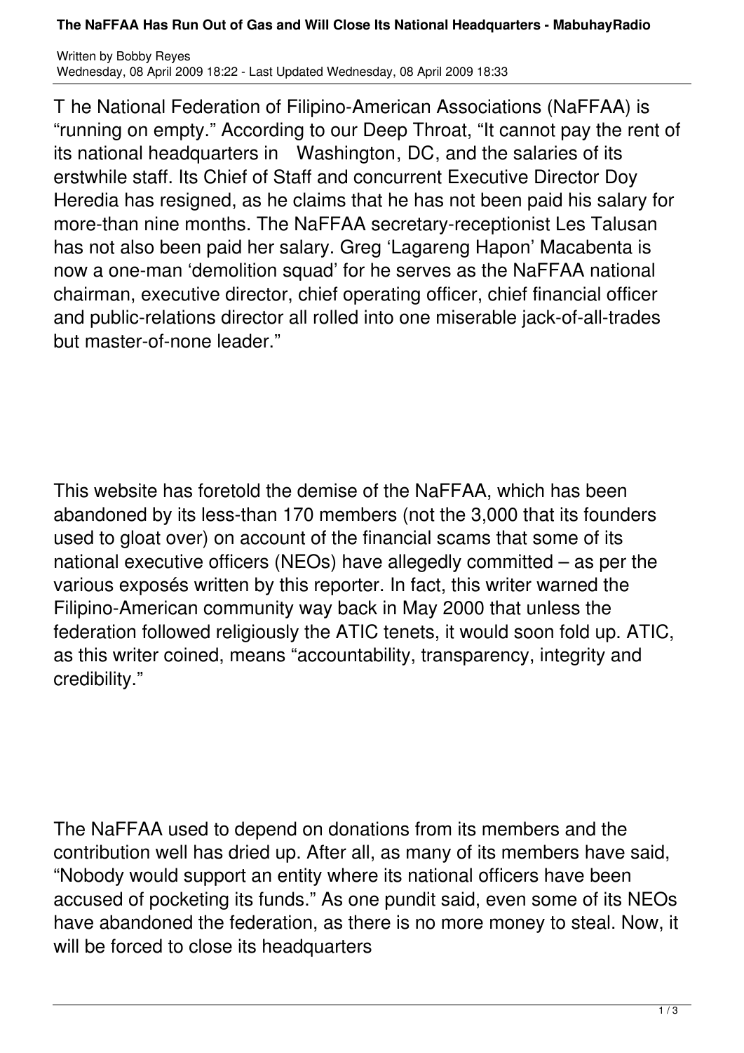# The NaFFAA Has Run Out of Gas and Will Close Its National Headquarters - MabuhayRadio

Written by Bobby Reyes
Wednesday, 08 April 2009 18:22 - Last Updated Wednesday, 08 April 2009 18:33

The National Federation of Filipino-American Associations (NaFFAA) is "running on empty." According to our Deep Throat, "It cannot pay the rent of its national headquarters in Washington, DC, and the salaries of its erstwhile staff. Its Chief of Staff and concurrent Executive Director Doy Heredia has resigned, as he claims that he has not been paid his salary for more-than nine months. The NaFFAA secretary-receptionist Les Talusan has not also been paid her salary. Greg 'Lagareng Hapon' Macabenta is now a one-man 'demolition squad' for he serves as the NaFFAA national chairman, executive director, chief operating officer, chief financial officer and public-relations director all rolled into one miserable jack-of-all-trades but master-of-none leader."

This website has foretold the demise of the NaFFAA, which has been abandoned by its less-than 170 members (not the 3,000 that its founders used to gloat over) on account of the financial scams that some of its national executive officers (NEOs) have allegedly committed – as per the various exposés written by this reporter. In fact, this writer warned the Filipino-American community way back in May 2000 that unless the federation followed religiously the ATIC tenets, it would soon fold up. ATIC, as this writer coined, means "accountability, transparency, integrity and credibility."

The NaFFAA used to depend on donations from its members and the contribution well has dried up. After all, as many of its members have said, "Nobody would support an entity where its national officers have been accused of pocketing its funds." As one pundit said, even some of its NEOs have abandoned the federation, as there is no more money to steal. Now, it will be forced to close its headquarters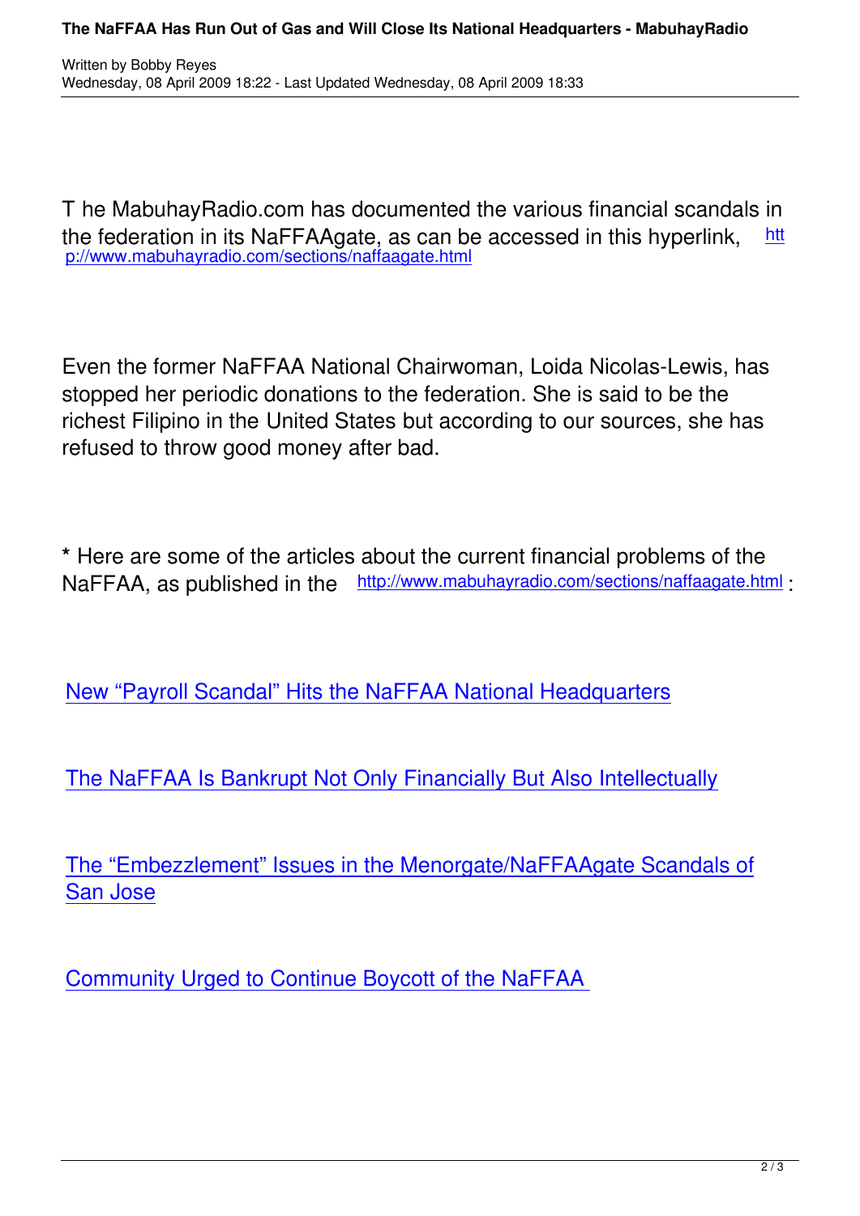T he MabuhayRadio.com has documented the various financial scandals in the federation in its NaFFAAgate, as can be accessed in this hyperlink, http://www.mabuhayradio.com/sections/naffaagate.html

Even the former NaFFAA National Chairwoman, Loida Nicolas-Lewis, has stopped her periodic donations to the federation. She is said to be the richest Filipino in the United States but according to our sources, she has refused to throw good money after bad.

* Here are some of the articles about the current financial problems of the NaFFAA, as published in the http://www.mabuhayradio.com/sections/naffaagate.html :

New “Payroll Scandal” Hits the NaFFAA National Headquarters

The NaFFAA Is Bankrupt Not Only Financially But Also Intellectually

The “Embezzlement” Issues in the Menorgate/NaFFAAgate Scandals of San Jose

Community Urged to Continue Boycott of the NaFFAA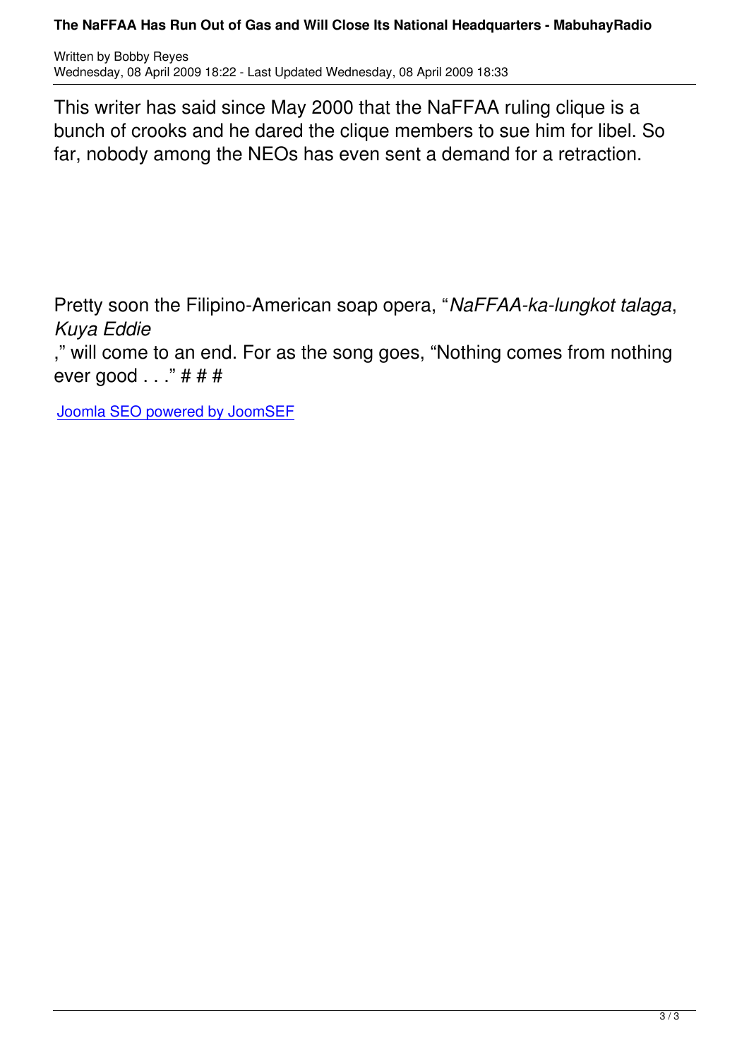This writer has said since May 2000 that the NaFFAA ruling clique is a bunch of crooks and he dared the clique members to sue him for libel. So far, nobody among the NEOs has even sent a demand for a retraction.

Pretty soon the Filipino-American soap opera, "*NaFFAA-ka-lungkot talaga*, *Kuya Eddie*," will come to an end. For as the song goes, "Nothing comes from nothing ever good . . ." # # #

Joomla SEO powered by JoomSEF